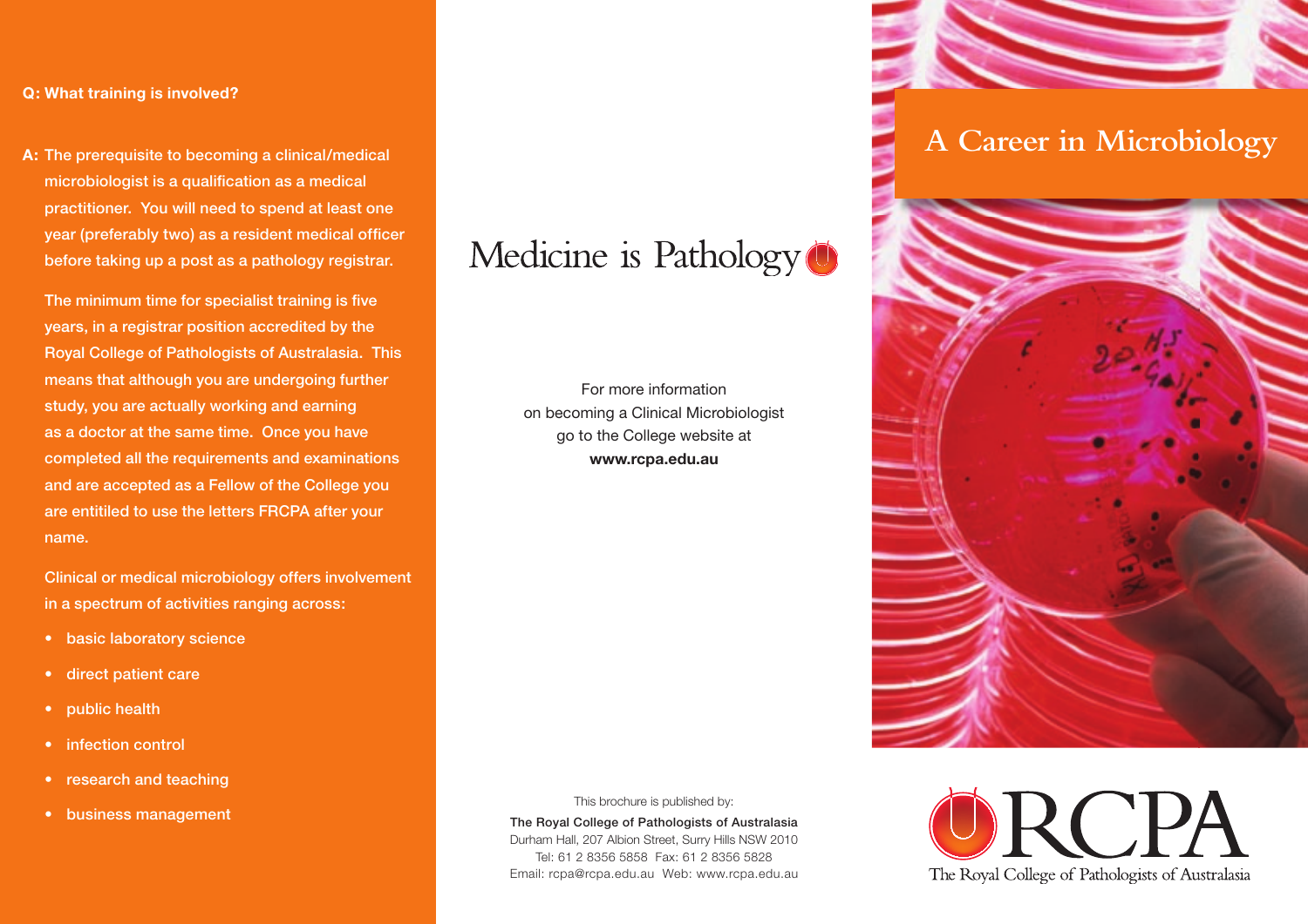**Q: What training is involved?**

**A:** The prerequisite to becoming a clinical/medical microbiologist is a qualification as a medical practitioner. You will need to spend at least one year (preferably two) as a resident medical officer before taking up a post as a pathology registrar.

The minimum time for specialist training is five years, in a registrar position accredited by the Royal College of Pathologists of Australasia. This means that although you are undergoing further study, you are actually working and earning as a doctor at the same time. Once you have completed all the requirements and examinations and are accepted as a Fellow of the College you are entitled to use the letters FRCPA after your name.

Clinical or medical microbiology offers involvement in a spectrum of activities ranging across:

- basic laboratory science
- direct patient care
- public health
- infection control
- research and teaching
- business management

# Medicine is Pathology

For more information on becoming a Clinical Microbiologist go to the College website at **www.rcpa.edu.au**

This brochure is published by:

**The Royal College of Pathologists of Australasia**
Durham Hall, 207 Albion Street, Surry Hills NSW 2010
Tel: 61 2 8356 5858 Fax: 61 2 8356 5828
Email: rcpa@rcpa.edu.au Web: www.rcpa.edu.au

# A Career in Microbiology

RCPA
The Royal College of Pathologists of Australasia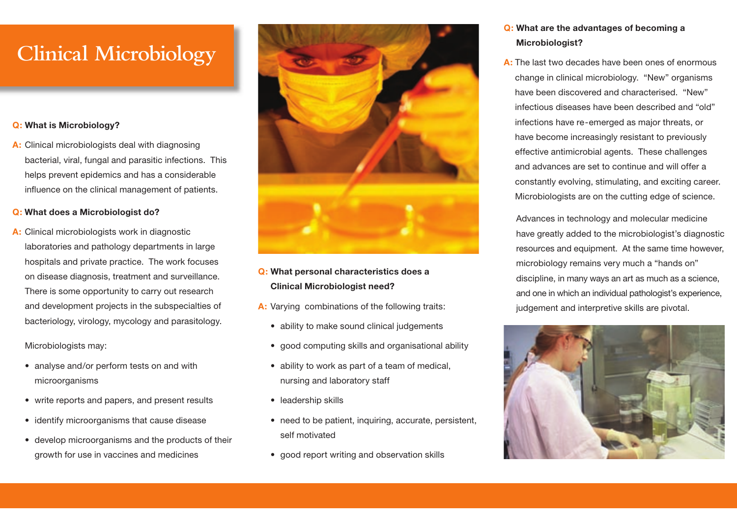# Clinical Microbiology

**Q: What is Microbiology?**

**A:** Clinical microbiologists deal with diagnosing bacterial, viral, fungal and parasitic infections. This helps prevent epidemics and has a considerable influence on the clinical management of patients.

**Q: What does a Microbiologist do?**

**A:** Clinical microbiologists work in diagnostic laboratories and pathology departments in large hospitals and private practice. The work focuses on disease diagnosis, treatment and surveillance. There is some opportunity to carry out research and development projects in the subspecialties of bacteriology, virology, mycology and parasitology.

Microbiologists may:

- analyse and/or perform tests on and with microorganisms
- write reports and papers, and present results
- identify microorganisms that cause disease
- develop microorganisms and the products of their growth for use in vaccines and medicines

**Q: What personal characteristics does a Clinical Microbiologist need?**

**A:** Varying combinations of the following traits:

- ability to make sound clinical judgements
- good computing skills and organisational ability
- ability to work as part of a team of medical, nursing and laboratory staff
- leadership skills
- need to be patient, inquiring, accurate, persistent, self motivated
- good report writing and observation skills

**Q: What are the advantages of becoming a Microbiologist?**

**A:** The last two decades have been ones of enormous change in clinical microbiology. "New" organisms have been discovered and characterised. "New" infectious diseases have been described and "old" infections have re-emerged as major threats, or have become increasingly resistant to previously effective antimicrobial agents. These challenges and advances are set to continue and will offer a constantly evolving, stimulating, and exciting career. Microbiologists are on the cutting edge of science.

Advances in technology and molecular medicine have greatly added to the microbiologist's diagnostic resources and equipment. At the same time however, microbiology remains very much a "hands on" discipline, in many ways an art as much as a science, and one in which an individual pathologist's experience, judgement and interpretive skills are pivotal.